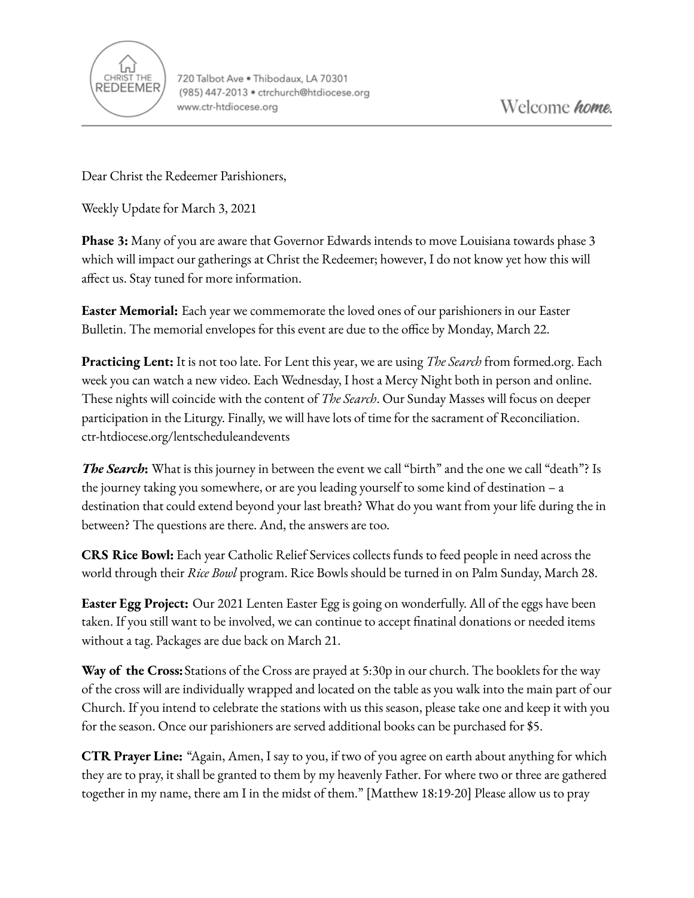CHRIST THE REDEEMER

720 Talbot Ave • Thibodaux, LA 70301
(985) 447-2013 • ctrchurch@htdiocese.org
www.ctr-htdiocese.org

Welcome ***home.***

---

Dear Christ the Redeemer Parishioners,

Weekly Update for March 3, 2021

**Phase 3:** Many of you are aware that Governor Edwards intends to move Louisiana towards phase 3 which will impact our gatherings at Christ the Redeemer; however, I do not know yet how this will affect us. Stay tuned for more information.

**Easter Memorial:** Each year we commemorate the loved ones of our parishioners in our Easter Bulletin. The memorial envelopes for this event are due to the office by Monday, March 22.

**Practicing Lent:** It is not too late. For Lent this year, we are using *The Search* from formed.org. Each week you can watch a new video. Each Wednesday, I host a Mercy Night both in person and online. These nights will coincide with the content of *The Search*. Our Sunday Masses will focus on deeper participation in the Liturgy. Finally, we will have lots of time for the sacrament of Reconciliation. ctr-htdiocese.org/lentscheduleandevents

***The Search*:** What is this journey in between the event we call "birth" and the one we call "death"? Is the journey taking you somewhere, or are you leading yourself to some kind of destination – a destination that could extend beyond your last breath? What do you want from your life during the in between? The questions are there. And, the answers are too.

**CRS Rice Bowl:** Each year Catholic Relief Services collects funds to feed people in need across the world through their *Rice Bowl* program. Rice Bowls should be turned in on Palm Sunday, March 28.

**Easter Egg Project:** Our 2021 Lenten Easter Egg is going on wonderfully. All of the eggs have been taken. If you still want to be involved, we can continue to accept finatinal donations or needed items without a tag. Packages are due back on March 21.

**Way of the Cross:** Stations of the Cross are prayed at 5:30p in our church. The booklets for the way of the cross will are individually wrapped and located on the table as you walk into the main part of our Church. If you intend to celebrate the stations with us this season, please take one and keep it with you for the season. Once our parishioners are served additional books can be purchased for $5.

**CTR Prayer Line:** "Again, Amen, I say to you, if two of you agree on earth about anything for which they are to pray, it shall be granted to them by my heavenly Father. For where two or three are gathered together in my name, there am I in the midst of them." [Matthew 18:19-20] Please allow us to pray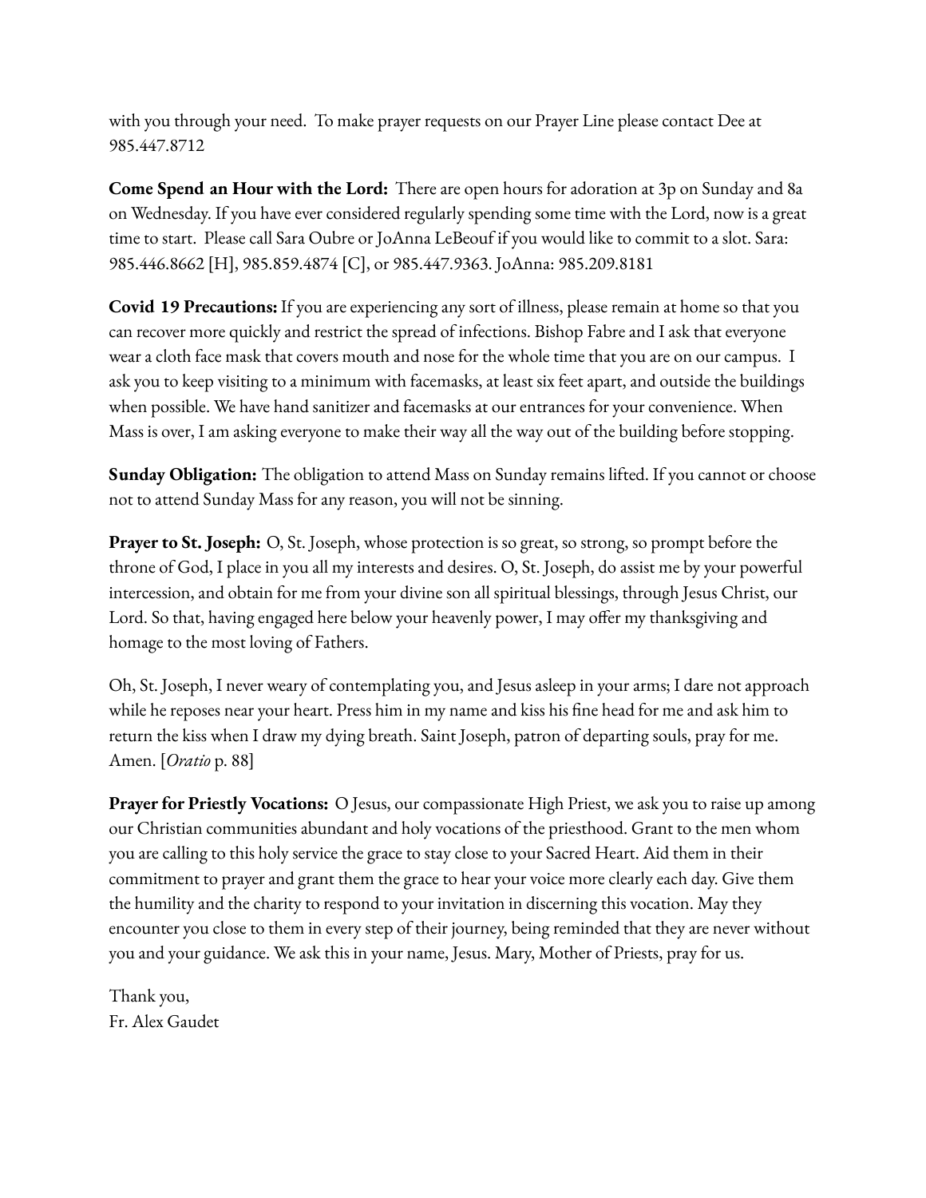with you through your need. To make prayer requests on our Prayer Line please contact Dee at 985.447.8712

**Come Spend an Hour with the Lord:** There are open hours for adoration at 3p on Sunday and 8a on Wednesday. If you have ever considered regularly spending some time with the Lord, now is a great time to start. Please call Sara Oubre or JoAnna LeBeouf if you would like to commit to a slot. Sara: 985.446.8662 [H], 985.859.4874 [C], or 985.447.9363. JoAnna: 985.209.8181

**Covid 19 Precautions:** If you are experiencing any sort of illness, please remain at home so that you can recover more quickly and restrict the spread of infections. Bishop Fabre and I ask that everyone wear a cloth face mask that covers mouth and nose for the whole time that you are on our campus. I ask you to keep visiting to a minimum with facemasks, at least six feet apart, and outside the buildings when possible. We have hand sanitizer and facemasks at our entrances for your convenience. When Mass is over, I am asking everyone to make their way all the way out of the building before stopping.

**Sunday Obligation:** The obligation to attend Mass on Sunday remains lifted. If you cannot or choose not to attend Sunday Mass for any reason, you will not be sinning.

**Prayer to St. Joseph:** O, St. Joseph, whose protection is so great, so strong, so prompt before the throne of God, I place in you all my interests and desires. O, St. Joseph, do assist me by your powerful intercession, and obtain for me from your divine son all spiritual blessings, through Jesus Christ, our Lord. So that, having engaged here below your heavenly power, I may offer my thanksgiving and homage to the most loving of Fathers.

Oh, St. Joseph, I never weary of contemplating you, and Jesus asleep in your arms; I dare not approach while he reposes near your heart. Press him in my name and kiss his fine head for me and ask him to return the kiss when I draw my dying breath. Saint Joseph, patron of departing souls, pray for me. Amen. [*Oratio* p. 88]

**Prayer for Priestly Vocations:** O Jesus, our compassionate High Priest, we ask you to raise up among our Christian communities abundant and holy vocations of the priesthood. Grant to the men whom you are calling to this holy service the grace to stay close to your Sacred Heart. Aid them in their commitment to prayer and grant them the grace to hear your voice more clearly each day. Give them the humility and the charity to respond to your invitation in discerning this vocation. May they encounter you close to them in every step of their journey, being reminded that they are never without you and your guidance. We ask this in your name, Jesus. Mary, Mother of Priests, pray for us.

Thank you,
Fr. Alex Gaudet